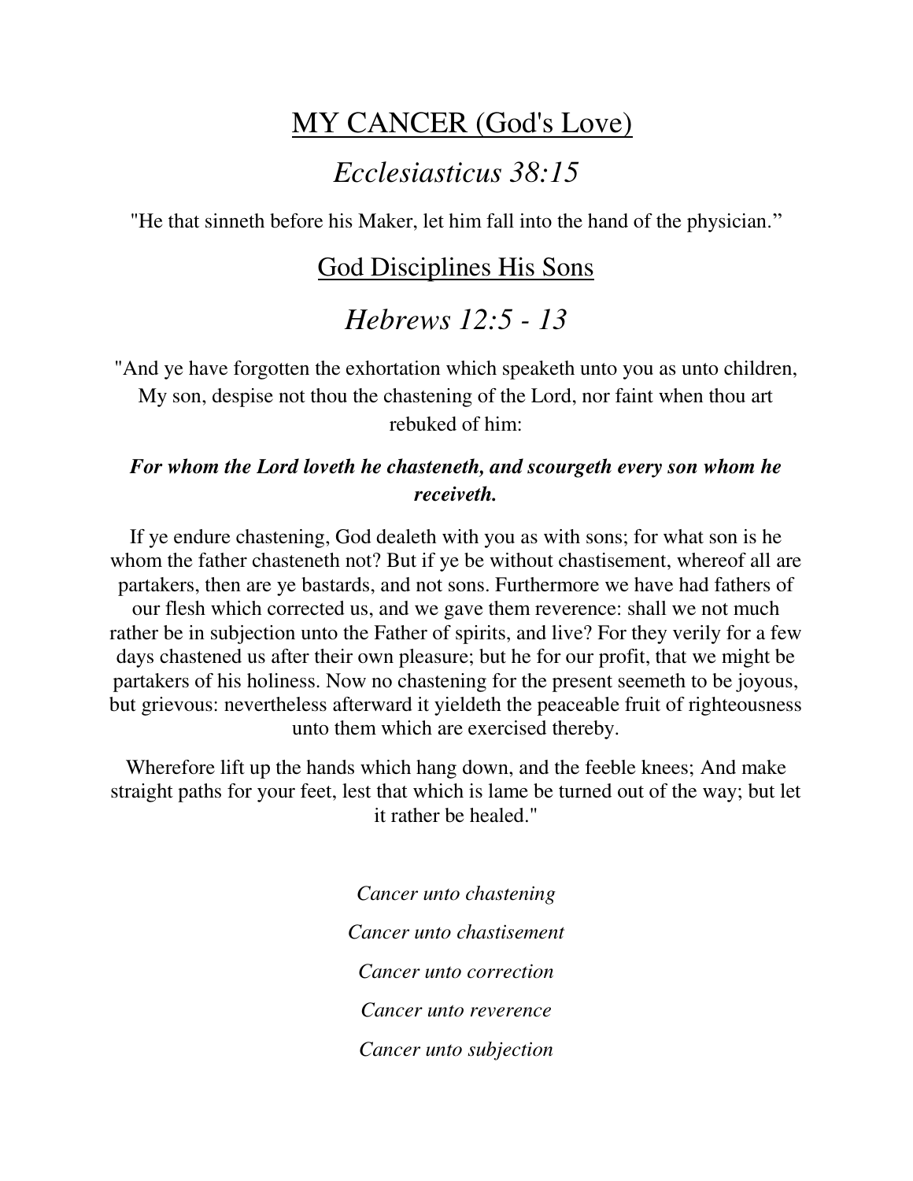# <u>MY CANCER (God's Love)</u>

## *Ecclesiasticus 38:15*

"He that sinneth before his Maker, let him fall into the hand of the physician."

## <u>God Disciplines His Sons</u>

## *Hebrews 12:5 - 13*

"And ye have forgotten the exhortation which speaketh unto you as unto children, My son, despise not thou the chastening of the Lord, nor faint when thou art rebuked of him:

***For whom the Lord loveth he chasteneth, and scourgeth every son whom he receiveth.***

If ye endure chastening, God dealeth with you as with sons; for what son is he whom the father chasteneth not? But if ye be without chastisement, whereof all are partakers, then are ye bastards, and not sons. Furthermore we have had fathers of our flesh which corrected us, and we gave them reverence: shall we not much rather be in subjection unto the Father of spirits, and live? For they verily for a few days chastened us after their own pleasure; but he for our profit, that we might be partakers of his holiness. Now no chastening for the present seemeth to be joyous, but grievous: nevertheless afterward it yieldeth the peaceable fruit of righteousness unto them which are exercised thereby.

Wherefore lift up the hands which hang down, and the feeble knees; And make straight paths for your feet, lest that which is lame be turned out of the way; but let it rather be healed."

*Cancer unto chastening*

*Cancer unto chastisement*

*Cancer unto correction*

*Cancer unto reverence*

*Cancer unto subjection*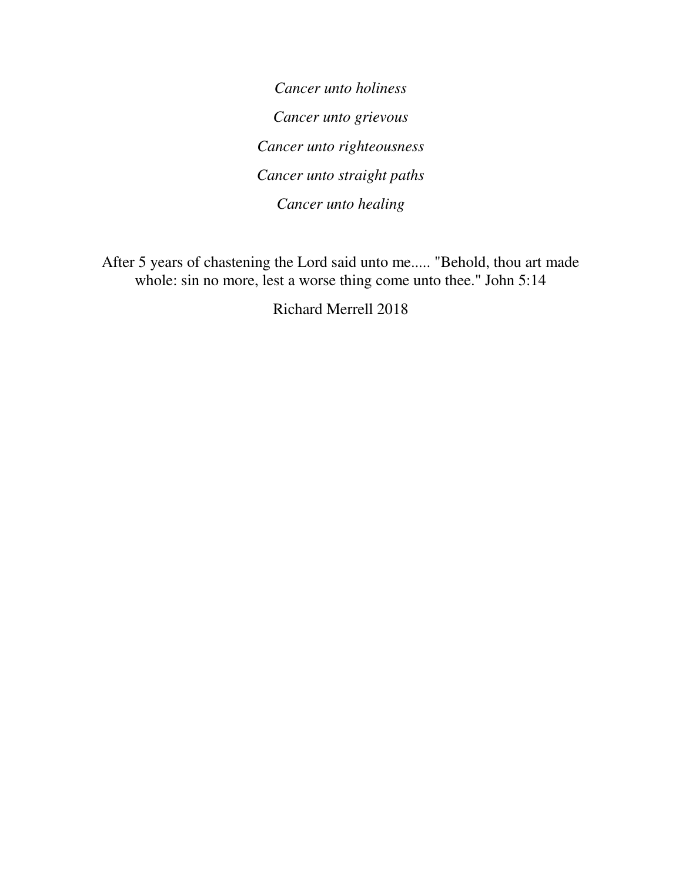*Cancer unto holiness*

*Cancer unto grievous*

*Cancer unto righteousness*

*Cancer unto straight paths*

*Cancer unto healing*

After 5 years of chastening the Lord said unto me..... "Behold, thou art made whole: sin no more, lest a worse thing come unto thee." John 5:14

Richard Merrell 2018